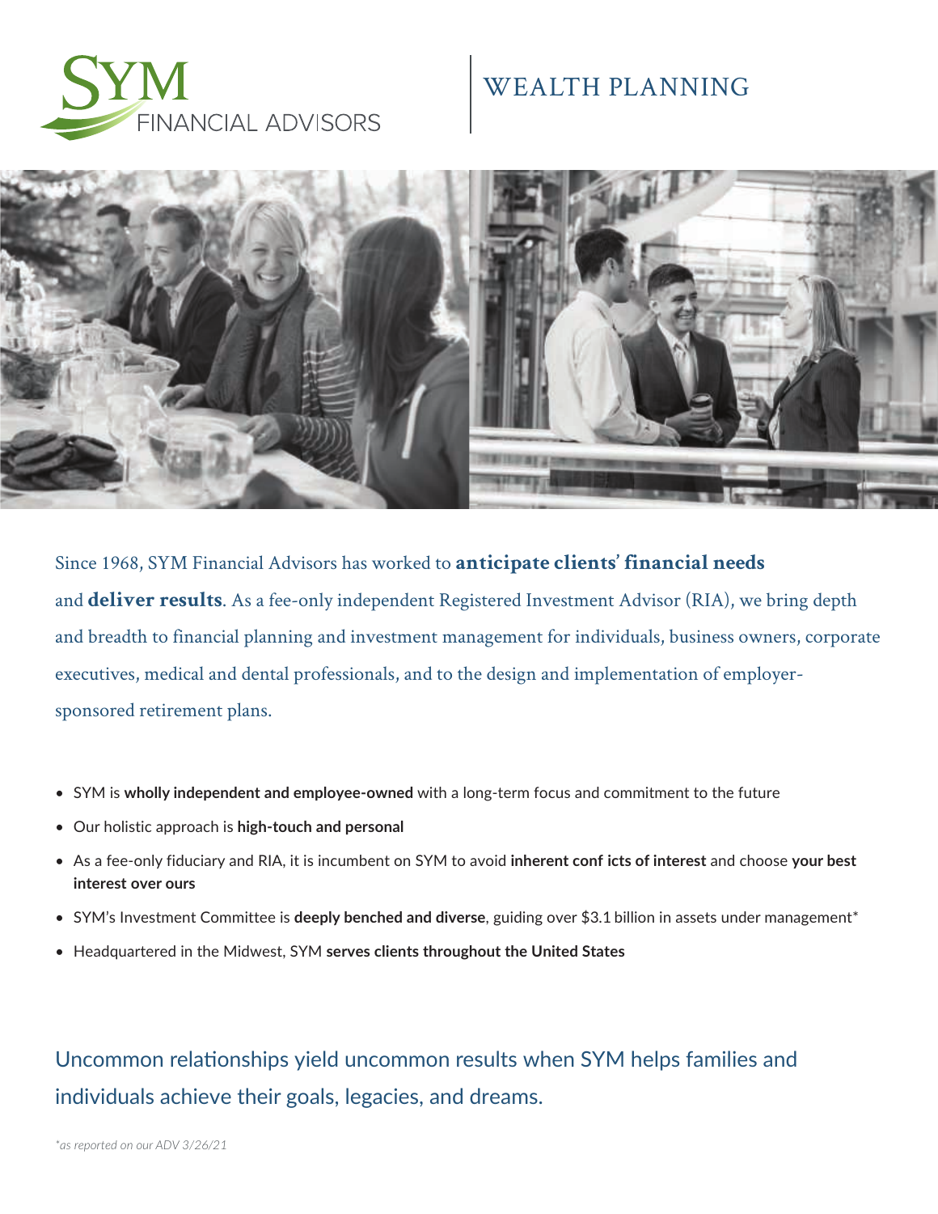SYM FINANCIAL ADVISORS

# WEALTH PLANNING

Since 1968, SYM Financial Advisors has worked to **anticipate clients' financial needs** and **deliver results**. As a fee-only independent Registered Investment Advisor (RIA), we bring depth and breadth to financial planning and investment management for individuals, business owners, corporate executives, medical and dental professionals, and to the design and implementation of employer-sponsored retirement plans.

- SYM is **wholly independent and employee-owned** with a long-term focus and commitment to the future
- Our holistic approach is **high-touch and personal**
- As a fee-only fiduciary and RIA, it is incumbent on SYM to avoid **inherent conf icts of interest** and choose **your best interest over ours**
- SYM's Investment Committee is **deeply benched and diverse**, guiding over $3.1 billion in assets under management*
- Headquartered in the Midwest, SYM **serves clients throughout the United States**

## Uncommon relationships yield uncommon results when SYM helps families and individuals achieve their goals, legacies, and dreams.

*\*as reported on our ADV 3/26/21*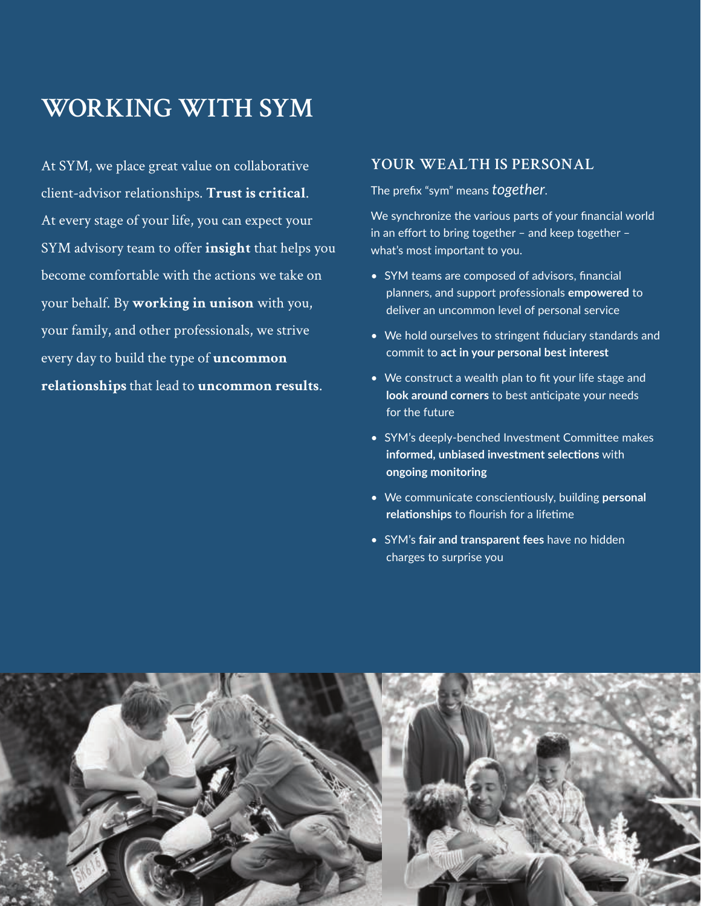# WORKING WITH SYM

At SYM, we place great value on collaborative client-advisor relationships. **Trust is critical**. At every stage of your life, you can expect your SYM advisory team to offer **insight** that helps you become comfortable with the actions we take on your behalf. By **working in unison** with you, your family, and other professionals, we strive every day to build the type of **uncommon relationships** that lead to **uncommon results**.

## YOUR WEALTH IS PERSONAL

The prefix "sym" means *together*.

We synchronize the various parts of your financial world in an effort to bring together – and keep together – what's most important to you.

- SYM teams are composed of advisors, financial planners, and support professionals **empowered** to deliver an uncommon level of personal service
- We hold ourselves to stringent fiduciary standards and commit to **act in your personal best interest**
- We construct a wealth plan to fit your life stage and **look around corners** to best anticipate your needs for the future
- SYM's deeply-benched Investment Committee makes **informed, unbiased investment selections** with **ongoing monitoring**
- We communicate conscientiously, building **personal relationships** to flourish for a lifetime
- SYM's **fair and transparent fees** have no hidden charges to surprise you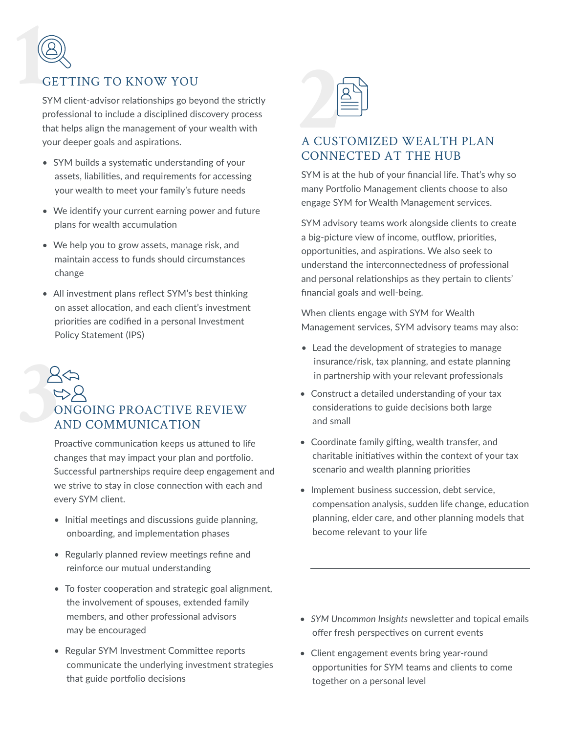## 1 GETTING TO KNOW YOU

SYM client-advisor relationships go beyond the strictly professional to include a disciplined discovery process that helps align the management of your wealth with your deeper goals and aspirations.

- SYM builds a systematic understanding of your assets, liabilities, and requirements for accessing your wealth to meet your family's future needs
- We identify your current earning power and future plans for wealth accumulation
- We help you to grow assets, manage risk, and maintain access to funds should circumstances change
- All investment plans reflect SYM's best thinking on asset allocation, and each client's investment priorities are codified in a personal Investment Policy Statement (IPS)

## 2 A CUSTOMIZED WEALTH PLAN CONNECTED AT THE HUB

SYM is at the hub of your financial life. That's why so many Portfolio Management clients choose to also engage SYM for Wealth Management services.

SYM advisory teams work alongside clients to create a big-picture view of income, outflow, priorities, opportunities, and aspirations. We also seek to understand the interconnectedness of professional and personal relationships as they pertain to clients' financial goals and well-being.

When clients engage with SYM for Wealth Management services, SYM advisory teams may also:

- Lead the development of strategies to manage insurance/risk, tax planning, and estate planning in partnership with your relevant professionals
- Construct a detailed understanding of your tax considerations to guide decisions both large and small
- Coordinate family gifting, wealth transfer, and charitable initiatives within the context of your tax scenario and wealth planning priorities
- Implement business succession, debt service, compensation analysis, sudden life change, education planning, elder care, and other planning models that become relevant to your life

## 3 ONGOING PROACTIVE REVIEW AND COMMUNICATION

Proactive communication keeps us attuned to life changes that may impact your plan and portfolio. Successful partnerships require deep engagement and we strive to stay in close connection with each and every SYM client.

- Initial meetings and discussions guide planning, onboarding, and implementation phases
- Regularly planned review meetings refine and reinforce our mutual understanding
- To foster cooperation and strategic goal alignment, the involvement of spouses, extended family members, and other professional advisors may be encouraged
- Regular SYM Investment Committee reports communicate the underlying investment strategies that guide portfolio decisions
- *SYM Uncommon Insights* newsletter and topical emails offer fresh perspectives on current events
- Client engagement events bring year-round opportunities for SYM teams and clients to come together on a personal level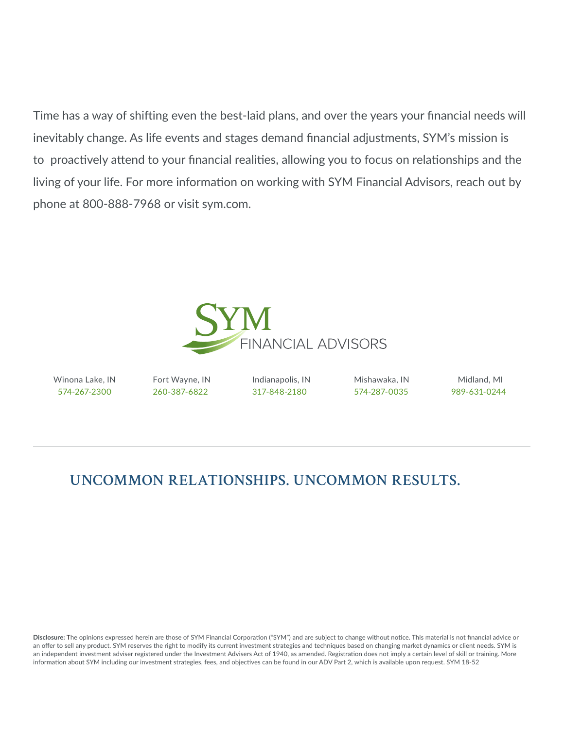Time has a way of shifting even the best-laid plans, and over the years your financial needs will inevitably change. As life events and stages demand financial adjustments, SYM's mission is to proactively attend to your financial realities, allowing you to focus on relationships and the living of your life. For more information on working with SYM Financial Advisors, reach out by phone at 800-888-7968 or visit sym.com.

SYM
FINANCIAL ADVISORS

| | | | | |
|---|---|---|---|---|
| Winona Lake, IN | Fort Wayne, IN | Indianapolis, IN | Mishawaka, IN | Midland, MI |
| 574-267-2300 | 260-387-6822 | 317-848-2180 | 574-287-0035 | 989-631-0244 |

---

## UNCOMMON RELATIONSHIPS. UNCOMMON RESULTS.

**Disclosure:** The opinions expressed herein are those of SYM Financial Corporation ("SYM") and are subject to change without notice. This material is not financial advice or an offer to sell any product. SYM reserves the right to modify its current investment strategies and techniques based on changing market dynamics or client needs. SYM is an independent investment adviser registered under the Investment Advisers Act of 1940, as amended. Registration does not imply a certain level of skill or training. More information about SYM including our investment strategies, fees, and objectives can be found in our ADV Part 2, which is available upon request. SYM 18-52